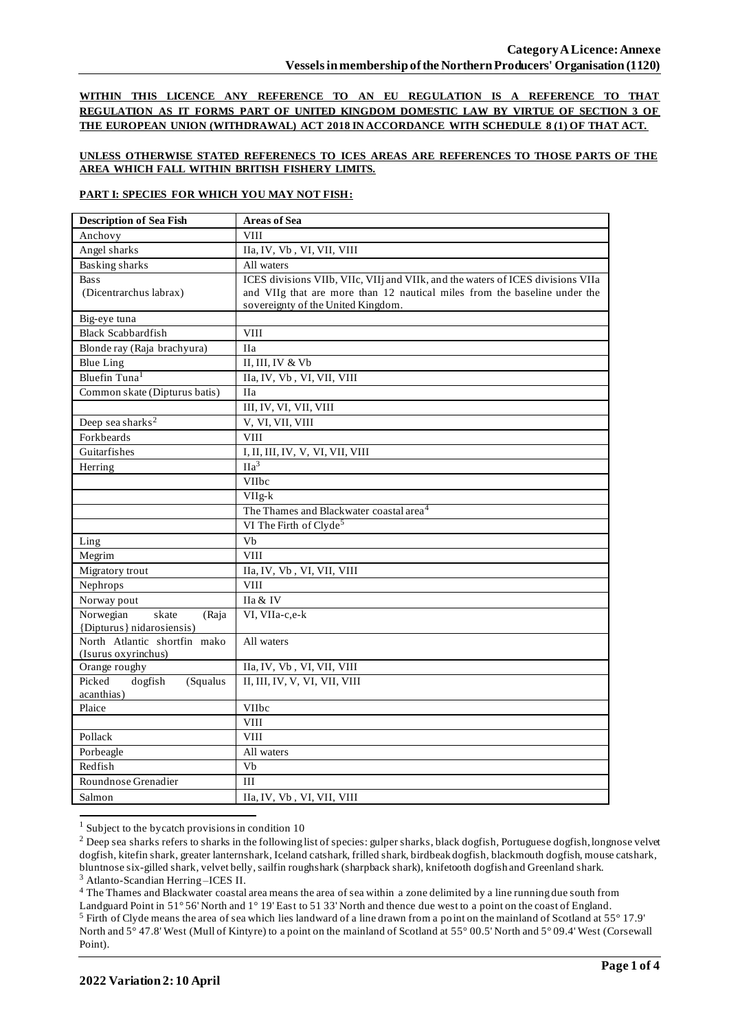**Category A Licence: Annexe**
**Vessels in membership of the Northern Producers' Organisation (1120)**

**WITHIN THIS LICENCE ANY REFERENCE TO AN EU REGULATION IS A REFERENCE TO THAT REGULATION AS IT FORMS PART OF UNITED KINGDOM DOMESTIC LAW BY VIRTUE OF SECTION 3 OF THE EUROPEAN UNION (WITHDRAWAL) ACT 2018 IN ACCORDANCE WITH SCHEDULE 8 (1) OF THAT ACT.**

**UNLESS OTHERWISE STATED REFERENECS TO ICES AREAS ARE REFERENCES TO THOSE PARTS OF THE AREA WHICH FALL WITHIN BRITISH FISHERY LIMITS.**

**PART I: SPECIES FOR WHICH YOU MAY NOT FISH:**

| Description of Sea Fish | Areas of Sea |
|---|---|
| Anchovy | VIII |
| Angel sharks | IIa, IV, Vb , VI, VII, VIII |
| Basking sharks | All waters |
| Bass (Dicentrarchus labrax) | ICES divisions VIIb, VIIc, VIIj and VIIk, and the waters of ICES divisions VIIa and VIIg that are more than 12 nautical miles from the baseline under the sovereignty of the United Kingdom. |
| Big-eye tuna | |
| Black Scabbardfish | VIII |
| Blonde ray (Raja brachyura) | IIa |
| Blue Ling | II, III, IV & Vb |
| Bluefin Tuna[1] | IIa, IV, Vb , VI, VII, VIII |
| Common skate (Dipturus batis) | IIa |
| | III, IV, VI, VII, VIII |
| Deep sea sharks[2] | V, VI, VII, VIII |
| Forkbeards | VIII |
| Guitarfishes | I, II, III, IV, V, VI, VII, VIII |
| Herring | IIa[3] |
| | VIIbc |
| | VIIg-k |
| | The Thames and Blackwater coastal area[4] |
| | VI The Firth of Clyde[5] |
| Ling | Vb |
| Megrim | VIII |
| Migratory trout | IIa, IV, Vb , VI, VII, VIII |
| Nephrops | VIII |
| Norway pout | IIa & IV |
| Norwegian skate (Raja {Dipturus} nidarosiensis) | VI, VIIa-c,e-k |
| North Atlantic shortfin mako (Isurus oxyrinchus) | All waters |
| Orange roughy | IIa, IV, Vb , VI, VII, VIII |
| Picked dogfish (Squalus acanthias) | II, III, IV, V, VI, VII, VIII |
| Plaice | VIIbc |
| | VIII |
| Pollack | VIII |
| Porbeagle | All waters |
| Redfish | Vb |
| Roundnose Grenadier | III |
| Salmon | IIa, IV, Vb , VI, VII, VIII |

[1] Subject to the bycatch provisions in condition 10

[2] Deep sea sharks refers to sharks in the following list of species: gulper sharks, black dogfish, Portuguese dogfish, longnose velvet dogfish, kitefin shark, greater lanternshark, Iceland catshark, frilled shark, birdbeak dogfish, blackmouth dogfish, mouse catshark, bluntnose six-gilled shark, velvet belly, sailfin roughshark (sharpback shark), knifetooth dogfish and Greenland shark.

[3] Atlanto-Scandian Herring –ICES II.

[4] The Thames and Blackwater coastal area means the area of sea within a zone delimited by a line running due south from Landguard Point in 51° 56' North and 1° 19' East to 51 33' North and thence due west to a point on the coast of England.

[5] Firth of Clyde means the area of sea which lies landward of a line drawn from a point on the mainland of Scotland at 55° 17.9' North and 5° 47.8' West (Mull of Kintyre) to a point on the mainland of Scotland at 55° 00.5' North and 5° 09.4' West (Corsewall Point).

**2022 Variation 2: 10 April**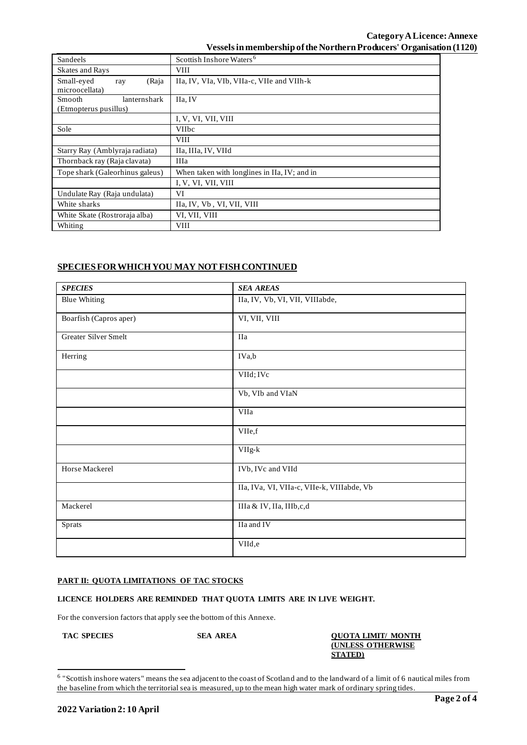| | |
|---|---|
| Sandeels | Scottish Inshore Waters[6] |
| Skates and Rays | VIII |
| Small-eyed ray (Raja microocellata) | IIa, IV, VIa, VIb, VIIa-c, VIIe and VIIh-k |
| Smooth lanternshark (Etmopterus pusillus) | IIa, IV |
| | I, V, VI, VII, VIII |
| Sole | VIIbc |
| | VIII |
| Starry Ray (Amblyraja radiata) | IIa, IIIa, IV, VIId |
| Thornback ray (Raja clavata) | IIIa |
| Tope shark (Galeorhinus galeus) | When taken with longlines in IIa, IV; and in |
| | I, V, VI, VII, VIII |
| Undulate Ray (Raja undulata) | VI |
| White sharks | IIa, IV, Vb , VI, VII, VIII |
| White Skate (Rostroraja alba) | VI, VII, VIII |
| Whiting | VIII |

## SPECIES FOR WHICH YOU MAY NOT FISH CONTINUED

| *SPECIES* | *SEA AREAS* |
|---|---|
| Blue Whiting | IIa, IV, Vb, VI, VII, VIIIabde, |
| Boarfish (Capros aper) | VI, VII, VIII |
| Greater Silver Smelt | IIa |
| Herring | IVa,b |
| | VIId; IVc |
| | Vb, VIb and VIaN |
| | VIIa |
| | VIIe,f |
| | VIIg-k |
| Horse Mackerel | IVb, IVc and VIId |
| | IIa, IVa, VI, VIIa-c, VIIe-k, VIIIabde, Vb |
| Mackerel | IIIa & IV, IIa, IIIb,c,d |
| Sprats | IIa and IV |
| | VIId,e |

#### PART II: QUOTA LIMITATIONS OF TAC STOCKS

**LICENCE HOLDERS ARE REMINDED THAT QUOTA LIMITS ARE IN LIVE WEIGHT.**

For the conversion factors that apply see the bottom of this Annexe.

| TAC SPECIES | SEA AREA | QUOTA LIMIT/ MONTH (UNLESS OTHERWISE STATED) |
|---|---|---|

[6] "Scottish inshore waters" means the sea adjacent to the coast of Scotland and to the landward of a limit of 6 nautical miles from the baseline from which the territorial sea is measured, up to the mean high water mark of ordinary spring tides.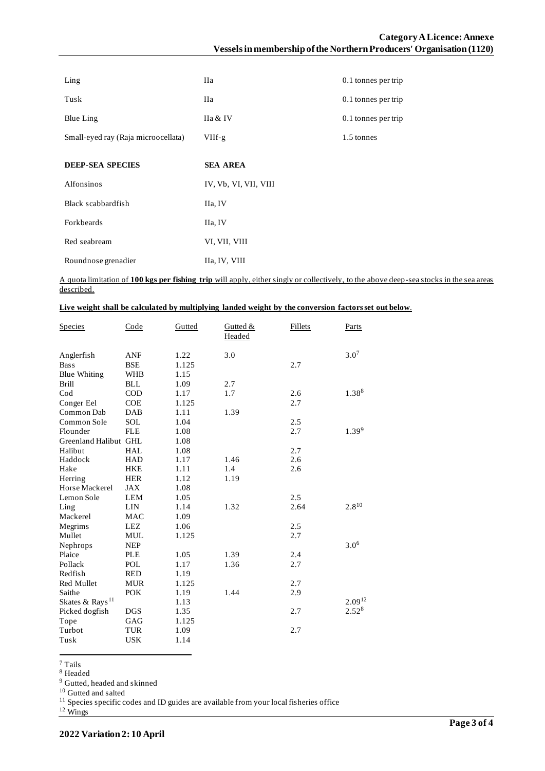| | | |
|---|---|---|
| Ling | IIa | 0.1 tonnes per trip |
| Tusk | IIa | 0.1 tonnes per trip |
| Blue Ling | IIa & IV | 0.1 tonnes per trip |
| Small-eyed ray (Raja microocellata) | VIIf-g | 1.5 tonnes |

| **DEEP-SEA SPECIES** | **SEA AREA** |
|---|---|
| Alfonsinos | IV, Vb, VI, VII, VIII |
| Black scabbardfish | IIa, IV |
| Forkbeards | IIa, IV |
| Red seabream | VI, VII, VIII |
| Roundnose grenadier | IIa, IV, VIII |

A quota limitation of **100 kgs per fishing trip** will apply, either singly or collectively, to the above deep-sea stocks in the sea areas described.

**Live weight shall be calculated by multiplying landed weight by the conversion factors set out below.**

| Species | Code | Gutted | Gutted & Headed | Fillets | Parts |
|---|---|---|---|---|---|
| Anglerfish | ANF | 1.22 | 3.0 | | 3.0[7] |
| Bass | BSE | 1.125 | | 2.7 | |
| Blue Whiting | WHB | 1.15 | | | |
| Brill | BLL | 1.09 | 2.7 | | |
| Cod | COD | 1.17 | 1.7 | 2.6 | 1.38[8] |
| Conger Eel | COE | 1.125 | | 2.7 | |
| Common Dab | DAB | 1.11 | 1.39 | | |
| Common Sole | SOL | 1.04 | | 2.5 | |
| Flounder | FLE | 1.08 | | 2.7 | 1.39[9] |
| Greenland Halibut | GHL | 1.08 | | | |
| Halibut | HAL | 1.08 | | 2.7 | |
| Haddock | HAD | 1.17 | 1.46 | 2.6 | |
| Hake | HKE | 1.11 | 1.4 | 2.6 | |
| Herring | HER | 1.12 | 1.19 | | |
| Horse Mackerel | JAX | 1.08 | | | |
| Lemon Sole | LEM | 1.05 | | 2.5 | |
| Ling | LIN | 1.14 | 1.32 | 2.64 | 2.8[10] |
| Mackerel | MAC | 1.09 | | | |
| Megrims | LEZ | 1.06 | | 2.5 | |
| Mullet | MUL | 1.125 | | 2.7 | |
| Nephrops | NEP | | | | 3.0[6] |
| Plaice | PLE | 1.05 | 1.39 | 2.4 | |
| Pollack | POL | 1.17 | 1.36 | 2.7 | |
| Redfish | RED | 1.19 | | | |
| Red Mullet | MUR | 1.125 | | 2.7 | |
| Saithe | POK | 1.19 | 1.44 | 2.9 | |
| Skates & Rays[11] | | 1.13 | | | 2.09[12] |
| Picked dogfish | DGS | 1.35 | | 2.7 | 2.52[8] |
| Tope | GAG | 1.125 | | | |
| Turbot | TUR | 1.09 | | 2.7 | |
| Tusk | USK | 1.14 | | | |

[7] Tails
[8] Headed
[9] Gutted, headed and skinned
[10] Gutted and salted
[11] Species specific codes and ID guides are available from your local fisheries office
[12] Wings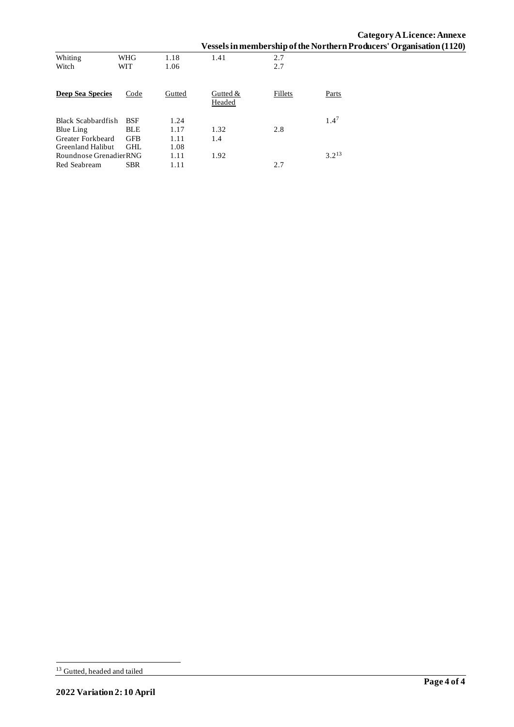| | | | | | |
|---|---|---|---|---|---|
| Whiting | WHG | 1.18 | 1.41 | 2.7 | |
| Witch | WIT | 1.06 | | 2.7 | |

| **Deep Sea Species** | Code | Gutted | Gutted & Headed | Fillets | Parts |
|---|---|---|---|---|---|
| Black Scabbardfish | BSF | 1.24 | | | 1.4[7] |
| Blue Ling | BLE | 1.17 | 1.32 | 2.8 | |
| Greater Forkbeard | GFB | 1.11 | 1.4 | | |
| Greenland Halibut | GHL | 1.08 | | | |
| Roundnose Grenadier | RNG | 1.11 | 1.92 | | 3.2[13] |
| Red Seabream | SBR | 1.11 | | 2.7 | |

[13] Gutted, headed and tailed